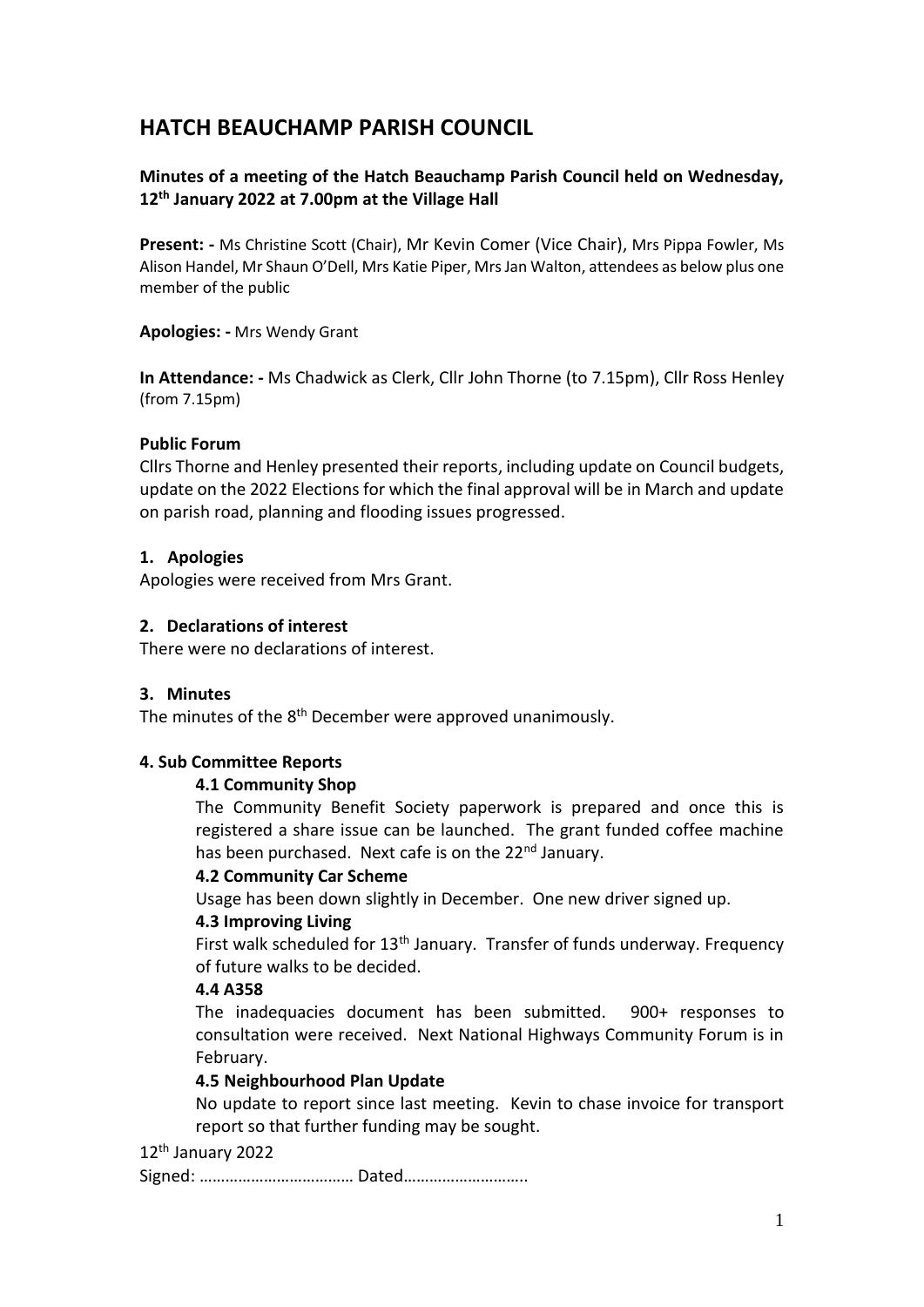# HATCH BEAUCHAMP PARISH COUNCIL

**Minutes of a meeting of the Hatch Beauchamp Parish Council held on Wednesday, 12th January 2022 at 7.00pm at the Village Hall**

**Present: -** Ms Christine Scott (Chair), Mr Kevin Comer (Vice Chair), Mrs Pippa Fowler, Ms Alison Handel, Mr Shaun O'Dell, Mrs Katie Piper, Mrs Jan Walton, attendees as below plus one member of the public

**Apologies: -** Mrs Wendy Grant

**In Attendance: -** Ms Chadwick as Clerk, Cllr John Thorne (to 7.15pm), Cllr Ross Henley (from 7.15pm)

**Public Forum**

Cllrs Thorne and Henley presented their reports, including update on Council budgets, update on the 2022 Elections for which the final approval will be in March and update on parish road, planning and flooding issues progressed.

**1. Apologies**

Apologies were received from Mrs Grant.

**2. Declarations of interest**

There were no declarations of interest.

**3. Minutes**

The minutes of the 8th December were approved unanimously.

**4. Sub Committee Reports**

**4.1 Community Shop**

The Community Benefit Society paperwork is prepared and once this is registered a share issue can be launched. The grant funded coffee machine has been purchased. Next cafe is on the 22nd January.

**4.2 Community Car Scheme**

Usage has been down slightly in December. One new driver signed up.

**4.3 Improving Living**

First walk scheduled for 13th January. Transfer of funds underway. Frequency of future walks to be decided.

**4.4 A358**

The inadequacies document has been submitted. 900+ responses to consultation were received. Next National Highways Community Forum is in February.

**4.5 Neighbourhood Plan Update**

No update to report since last meeting. Kevin to chase invoice for transport report so that further funding may be sought.

12th January 2022

Signed: ……………………………… Dated………………………..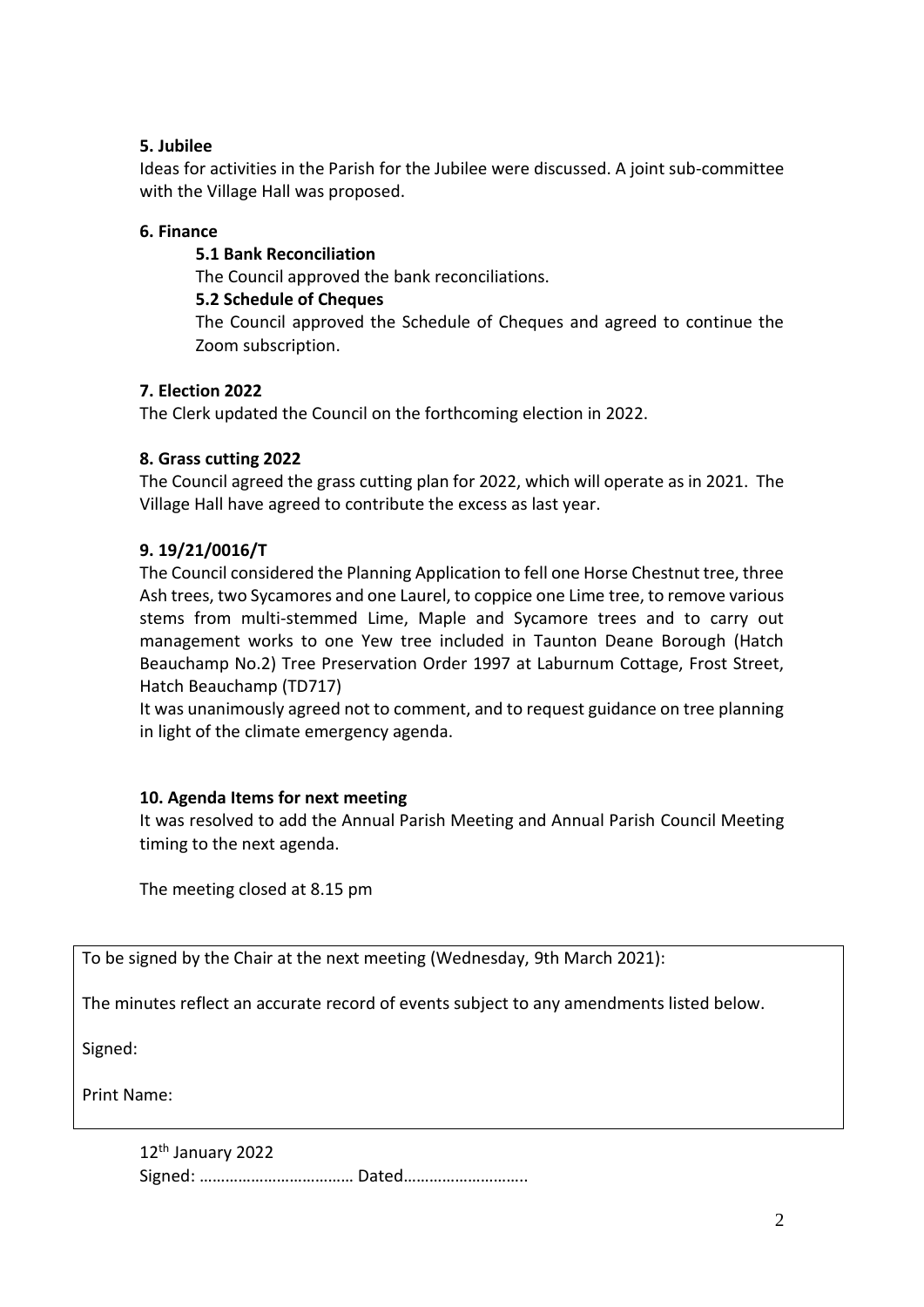**5. Jubilee**

Ideas for activities in the Parish for the Jubilee were discussed. A joint sub-committee with the Village Hall was proposed.

**6. Finance**

**5.1 Bank Reconciliation**

The Council approved the bank reconciliations.

**5.2 Schedule of Cheques**

The Council approved the Schedule of Cheques and agreed to continue the Zoom subscription.

**7. Election 2022**

The Clerk updated the Council on the forthcoming election in 2022.

**8. Grass cutting 2022**

The Council agreed the grass cutting plan for 2022, which will operate as in 2021. The Village Hall have agreed to contribute the excess as last year.

**9. 19/21/0016/T**

The Council considered the Planning Application to fell one Horse Chestnut tree, three Ash trees, two Sycamores and one Laurel, to coppice one Lime tree, to remove various stems from multi-stemmed Lime, Maple and Sycamore trees and to carry out management works to one Yew tree included in Taunton Deane Borough (Hatch Beauchamp No.2) Tree Preservation Order 1997 at Laburnum Cottage, Frost Street, Hatch Beauchamp (TD717)

It was unanimously agreed not to comment, and to request guidance on tree planning in light of the climate emergency agenda.

**10. Agenda Items for next meeting**

It was resolved to add the Annual Parish Meeting and Annual Parish Council Meeting timing to the next agenda.

The meeting closed at 8.15 pm

To be signed by the Chair at the next meeting (Wednesday, 9th March 2021):

The minutes reflect an accurate record of events subject to any amendments listed below.

Signed:

Print Name:

12th January 2022

Signed: ……………………………… Dated………………………..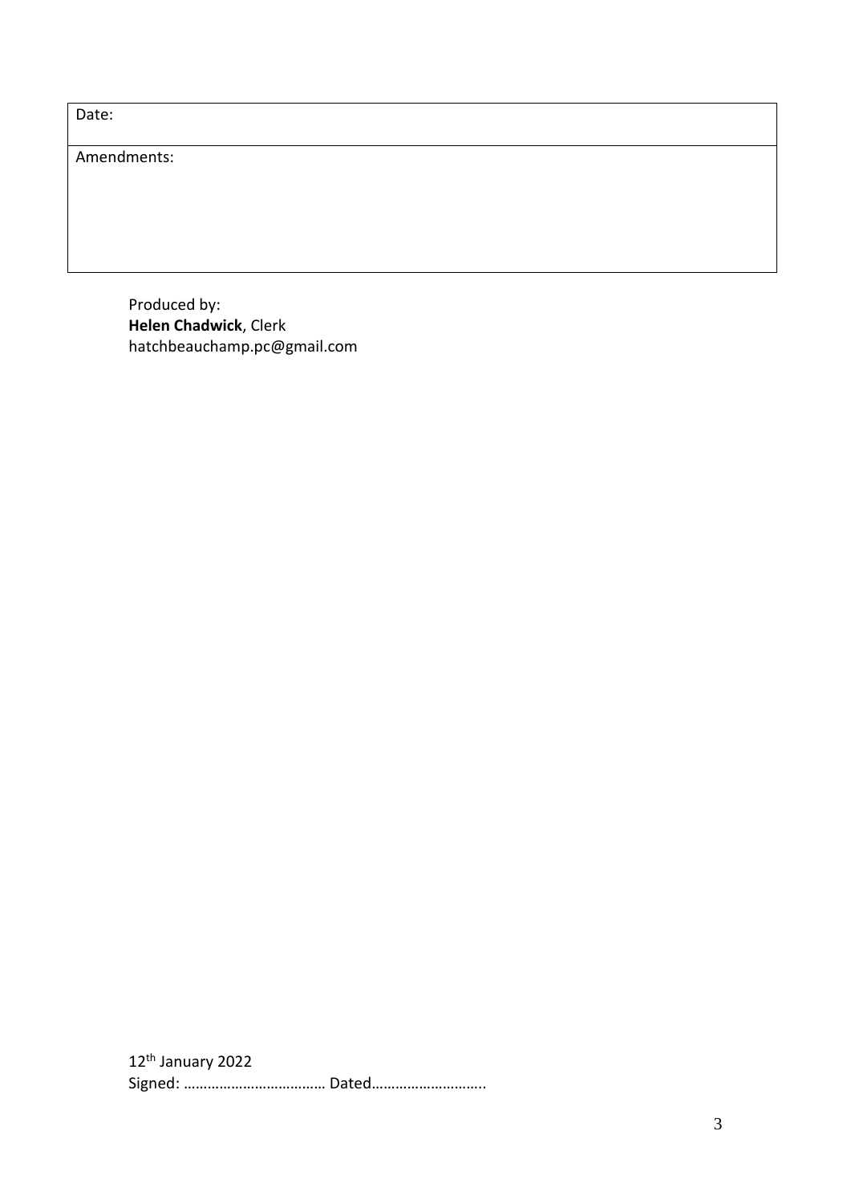| |
|---|
| Date: |
| Amendments: |

Produced by:
**Helen Chadwick**, Clerk
hatchbeauchamp.pc@gmail.com

12th January 2022
Signed: ……………………………… Dated………………………..